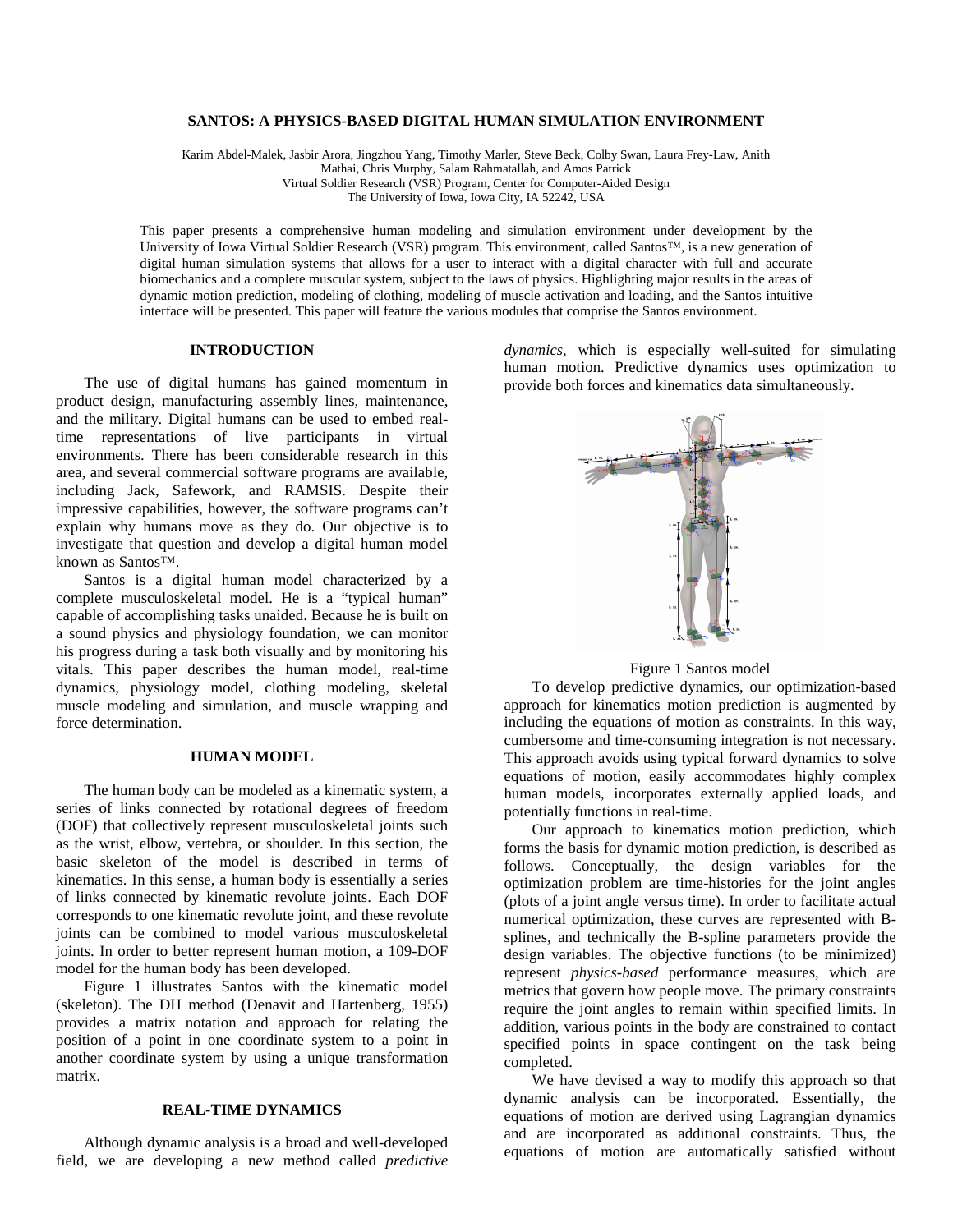# SANTOS: A PHYSICS-BASED DIGITAL HUMAN SIMULATION ENVIRONMENT

Karim Abdel-Malek, Jasbir Arora, Jingzhou Yang, Timothy Marler, Steve Beck, Colby Swan, Laura Frey-Law, Anith Mathai, Chris Murphy, Salam Rahmatallah, and Amos Patrick
Virtual Soldier Research (VSR) Program, Center for Computer-Aided Design
The University of Iowa, Iowa City, IA 52242, USA

This paper presents a comprehensive human modeling and simulation environment under development by the University of Iowa Virtual Soldier Research (VSR) program. This environment, called Santos™, is a new generation of digital human simulation systems that allows for a user to interact with a digital character with full and accurate biomechanics and a complete muscular system, subject to the laws of physics. Highlighting major results in the areas of dynamic motion prediction, modeling of clothing, modeling of muscle activation and loading, and the Santos intuitive interface will be presented. This paper will feature the various modules that comprise the Santos environment.

## INTRODUCTION

The use of digital humans has gained momentum in product design, manufacturing assembly lines, maintenance, and the military. Digital humans can be used to embed real-time representations of live participants in virtual environments. There has been considerable research in this area, and several commercial software programs are available, including Jack, Safework, and RAMSIS. Despite their impressive capabilities, however, the software programs can't explain why humans move as they do. Our objective is to investigate that question and develop a digital human model known as Santos™.

Santos is a digital human model characterized by a complete musculoskeletal model. He is a "typical human" capable of accomplishing tasks unaided. Because he is built on a sound physics and physiology foundation, we can monitor his progress during a task both visually and by monitoring his vitals. This paper describes the human model, real-time dynamics, physiology model, clothing modeling, skeletal muscle modeling and simulation, and muscle wrapping and force determination.

## HUMAN MODEL

The human body can be modeled as a kinematic system, a series of links connected by rotational degrees of freedom (DOF) that collectively represent musculoskeletal joints such as the wrist, elbow, vertebra, or shoulder. In this section, the basic skeleton of the model is described in terms of kinematics. In this sense, a human body is essentially a series of links connected by kinematic revolute joints. Each DOF corresponds to one kinematic revolute joint, and these revolute joints can be combined to model various musculoskeletal joints. In order to better represent human motion, a 109-DOF model for the human body has been developed.

Figure 1 illustrates Santos with the kinematic model (skeleton). The DH method (Denavit and Hartenberg, 1955) provides a matrix notation and approach for relating the position of a point in one coordinate system to a point in another coordinate system by using a unique transformation matrix.

## REAL-TIME DYNAMICS

Although dynamic analysis is a broad and well-developed field, we are developing a new method called *predictive dynamics*, which is especially well-suited for simulating human motion. Predictive dynamics uses optimization to provide both forces and kinematics data simultaneously.

Figure 1 Santos model

To develop predictive dynamics, our optimization-based approach for kinematics motion prediction is augmented by including the equations of motion as constraints. In this way, cumbersome and time-consuming integration is not necessary. This approach avoids using typical forward dynamics to solve equations of motion, easily accommodates highly complex human models, incorporates externally applied loads, and potentially functions in real-time.

Our approach to kinematics motion prediction, which forms the basis for dynamic motion prediction, is described as follows. Conceptually, the design variables for the optimization problem are time-histories for the joint angles (plots of a joint angle versus time). In order to facilitate actual numerical optimization, these curves are represented with B-splines, and technically the B-spline parameters provide the design variables. The objective functions (to be minimized) represent *physics-based* performance measures, which are metrics that govern how people move. The primary constraints require the joint angles to remain within specified limits. In addition, various points in the body are constrained to contact specified points in space contingent on the task being completed.

We have devised a way to modify this approach so that dynamic analysis can be incorporated. Essentially, the equations of motion are derived using Lagrangian dynamics and are incorporated as additional constraints. Thus, the equations of motion are automatically satisfied without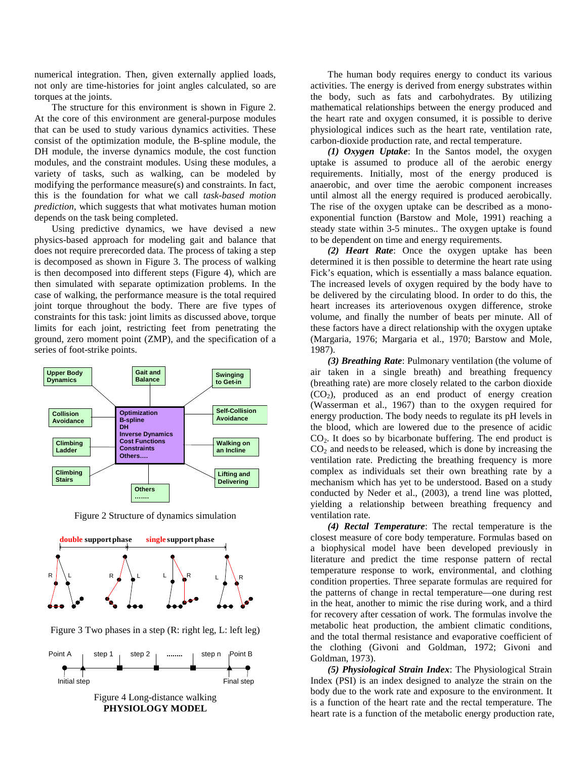numerical integration. Then, given externally applied loads, not only are time-histories for joint angles calculated, so are torques at the joints.

The structure for this environment is shown in Figure 2. At the core of this environment are general-purpose modules that can be used to study various dynamics activities. These consist of the optimization module, the B-spline module, the DH module, the inverse dynamics module, the cost function modules, and the constraint modules. Using these modules, a variety of tasks, such as walking, can be modeled by modifying the performance measure(s) and constraints. In fact, this is the foundation for what we call *task-based motion prediction*, which suggests that what motivates human motion depends on the task being completed.

Using predictive dynamics, we have devised a new physics-based approach for modeling gait and balance that does not require prerecorded data. The process of taking a step is decomposed as shown in Figure 3. The process of walking is then decomposed into different steps (Figure 4), which are then simulated with separate optimization problems. In the case of walking, the performance measure is the total required joint torque throughout the body. There are five types of constraints for this task: joint limits as discussed above, torque limits for each joint, restricting feet from penetrating the ground, zero moment point (ZMP), and the specification of a series of foot-strike points.

Figure 2 Structure of dynamics simulation

Figure 3 Two phases in a step (R: right leg, L: left leg)

Figure 4 Long-distance walking

## PHYSIOLOGY MODEL

The human body requires energy to conduct its various activities. The energy is derived from energy substrates within the body, such as fats and carbohydrates. By utilizing mathematical relationships between the energy produced and the heart rate and oxygen consumed, it is possible to derive physiological indices such as the heart rate, ventilation rate, carbon-dioxide production rate, and rectal temperature.

***(1) Oxygen Uptake***: In the Santos model, the oxygen uptake is assumed to produce all of the aerobic energy requirements. Initially, most of the energy produced is anaerobic, and over time the aerobic component increases until almost all the energy required is produced aerobically. The rise of the oxygen uptake can be described as a mono-exponential function (Barstow and Mole, 1991) reaching a steady state within 3-5 minutes.. The oxygen uptake is found to be dependent on time and energy requirements.

***(2) Heart Rate***: Once the oxygen uptake has been determined it is then possible to determine the heart rate using Fick's equation, which is essentially a mass balance equation. The increased levels of oxygen required by the body have to be delivered by the circulating blood. In order to do this, the heart increases its arteriovenous oxygen difference, stroke volume, and finally the number of beats per minute. All of these factors have a direct relationship with the oxygen uptake (Margaria, 1976; Margaria et al., 1970; Barstow and Mole, 1987).

***(3) Breathing Rate***: Pulmonary ventilation (the volume of air taken in a single breath) and breathing frequency (breathing rate) are more closely related to the carbon dioxide ($CO_2$), produced as an end product of energy creation (Wasserman et al., 1967) than to the oxygen required for energy production. The body needs to regulate its pH levels in the blood, which are lowered due to the presence of acidic $CO_2$. It does so by bicarbonate buffering. The end product is $CO_2$ and needs to be released, which is done by increasing the ventilation rate. Predicting the breathing frequency is more complex as individuals set their own breathing rate by a mechanism which has yet to be understood. Based on a study conducted by Neder et al., (2003), a trend line was plotted, yielding a relationship between breathing frequency and ventilation rate.

***(4) Rectal Temperature***: The rectal temperature is the closest measure of core body temperature. Formulas based on a biophysical model have been developed previously in literature and predict the time response pattern of rectal temperature response to work, environmental, and clothing condition properties. Three separate formulas are required for the patterns of change in rectal temperature—one during rest in the heat, another to mimic the rise during work, and a third for recovery after cessation of work. The formulas involve the metabolic heat production, the ambient climatic conditions, and the total thermal resistance and evaporative coefficient of the clothing (Givoni and Goldman, 1972; Givoni and Goldman, 1973).

***(5) Physiological Strain Index***: The Physiological Strain Index (PSI) is an index designed to analyze the strain on the body due to the work rate and exposure to the environment. It is a function of the heart rate and the rectal temperature. The heart rate is a function of the metabolic energy production rate,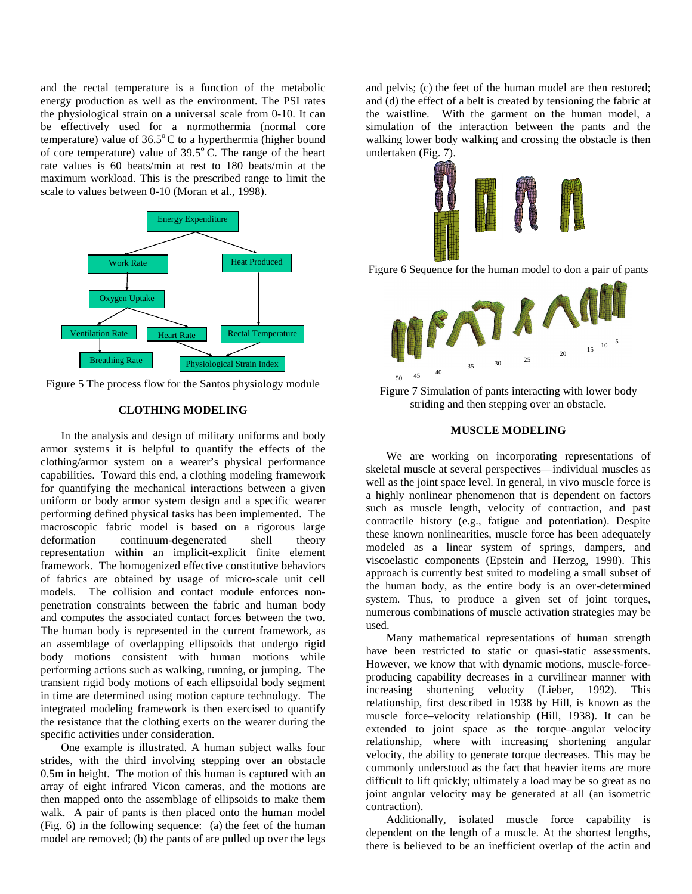and the rectal temperature is a function of the metabolic energy production as well as the environment. The PSI rates the physiological strain on a universal scale from 0-10. It can be effectively used for a normothermia (normal core temperature) value of 36.5°C to a hyperthermia (higher bound of core temperature) value of 39.5°C. The range of the heart rate values is 60 beats/min at rest to 180 beats/min at the maximum workload. This is the prescribed range to limit the scale to values between 0-10 (Moran et al., 1998).

Figure 5 The process flow for the Santos physiology module

## CLOTHING MODELING

In the analysis and design of military uniforms and body armor systems it is helpful to quantify the effects of the clothing/armor system on a wearer's physical performance capabilities. Toward this end, a clothing modeling framework for quantifying the mechanical interactions between a given uniform or body armor system design and a specific wearer performing defined physical tasks has been implemented. The macroscopic fabric model is based on a rigorous large deformation continuum-degenerated shell theory representation within an implicit-explicit finite element framework. The homogenized effective constitutive behaviors of fabrics are obtained by usage of micro-scale unit cell models. The collision and contact module enforces non-penetration constraints between the fabric and human body and computes the associated contact forces between the two. The human body is represented in the current framework, as an assemblage of overlapping ellipsoids that undergo rigid body motions consistent with human motions while performing actions such as walking, running, or jumping. The transient rigid body motions of each ellipsoidal body segment in time are determined using motion capture technology. The integrated modeling framework is then exercised to quantify the resistance that the clothing exerts on the wearer during the specific activities under consideration.

One example is illustrated. A human subject walks four strides, with the third involving stepping over an obstacle 0.5m in height. The motion of this human is captured with an array of eight infrared Vicon cameras, and the motions are then mapped onto the assemblage of ellipsoids to make them walk. A pair of pants is then placed onto the human model (Fig. 6) in the following sequence: (a) the feet of the human model are removed; (b) the pants of are pulled up over the legs and pelvis; (c) the feet of the human model are then restored; and (d) the effect of a belt is created by tensioning the fabric at the waistline. With the garment on the human model, a simulation of the interaction between the pants and the walking lower body walking and crossing the obstacle is then undertaken (Fig. 7).

Figure 6 Sequence for the human model to don a pair of pants

Figure 7 Simulation of pants interacting with lower body striding and then stepping over an obstacle.

## MUSCLE MODELING

We are working on incorporating representations of skeletal muscle at several perspectives—individual muscles as well as the joint space level. In general, in vivo muscle force is a highly nonlinear phenomenon that is dependent on factors such as muscle length, velocity of contraction, and past contractile history (e.g., fatigue and potentiation). Despite these known nonlinearities, muscle force has been adequately modeled as a linear system of springs, dampers, and viscoelastic components (Epstein and Herzog, 1998). This approach is currently best suited to modeling a small subset of the human body, as the entire body is an over-determined system. Thus, to produce a given set of joint torques, numerous combinations of muscle activation strategies may be used.

Many mathematical representations of human strength have been restricted to static or quasi-static assessments. However, we know that with dynamic motions, muscle-force-producing capability decreases in a curvilinear manner with increasing shortening velocity (Lieber, 1992). This relationship, first described in 1938 by Hill, is known as the muscle force–velocity relationship (Hill, 1938). It can be extended to joint space as the torque–angular velocity relationship, where with increasing shortening angular velocity, the ability to generate torque decreases. This may be commonly understood as the fact that heavier items are more difficult to lift quickly; ultimately a load may be so great as no joint angular velocity may be generated at all (an isometric contraction).

Additionally, isolated muscle force capability is dependent on the length of a muscle. At the shortest lengths, there is believed to be an inefficient overlap of the actin and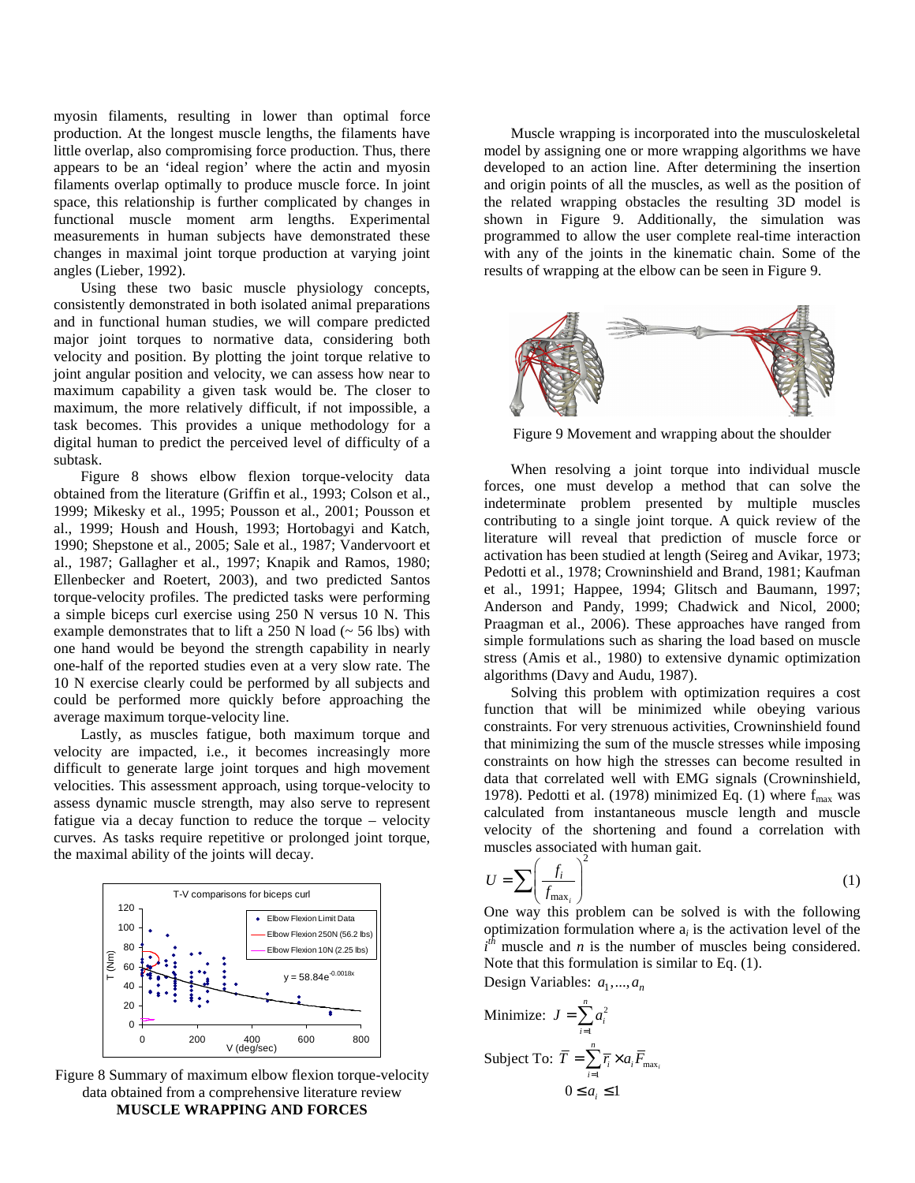myosin filaments, resulting in lower than optimal force production. At the longest muscle lengths, the filaments have little overlap, also compromising force production. Thus, there appears to be an 'ideal region' where the actin and myosin filaments overlap optimally to produce muscle force. In joint space, this relationship is further complicated by changes in functional muscle moment arm lengths. Experimental measurements in human subjects have demonstrated these changes in maximal joint torque production at varying joint angles (Lieber, 1992).

Using these two basic muscle physiology concepts, consistently demonstrated in both isolated animal preparations and in functional human studies, we will compare predicted major joint torques to normative data, considering both velocity and position. By plotting the joint torque relative to joint angular position and velocity, we can assess how near to maximum capability a given task would be. The closer to maximum, the more relatively difficult, if not impossible, a task becomes. This provides a unique methodology for a digital human to predict the perceived level of difficulty of a subtask.

Figure 8 shows elbow flexion torque-velocity data obtained from the literature (Griffin et al., 1993; Colson et al., 1999; Mikesky et al., 1995; Pousson et al., 2001; Pousson et al., 1999; Housh and Housh, 1993; Hortobagyi and Katch, 1990; Shepstone et al., 2005; Sale et al., 1987; Vandervoort et al., 1987; Gallagher et al., 1997; Knapik and Ramos, 1980; Ellenbecker and Roetert, 2003), and two predicted Santos torque-velocity profiles. The predicted tasks were performing a simple biceps curl exercise using 250 N versus 10 N. This example demonstrates that to lift a 250 N load (~ 56 lbs) with one hand would be beyond the strength capability in nearly one-half of the reported studies even at a very slow rate. The 10 N exercise clearly could be performed by all subjects and could be performed more quickly before approaching the average maximum torque-velocity line.

Lastly, as muscles fatigue, both maximum torque and velocity are impacted, i.e., it becomes increasingly more difficult to generate large joint torques and high movement velocities. This assessment approach, using torque-velocity to assess dynamic muscle strength, may also serve to represent fatigue via a decay function to reduce the torque – velocity curves. As tasks require repetitive or prolonged joint torque, the maximal ability of the joints will decay.

Figure 8 Summary of maximum elbow flexion torque-velocity data obtained from a comprehensive literature review

## MUSCLE WRAPPING AND FORCES

Muscle wrapping is incorporated into the musculoskeletal model by assigning one or more wrapping algorithms we have developed to an action line. After determining the insertion and origin points of all the muscles, as well as the position of the related wrapping obstacles the resulting 3D model is shown in Figure 9. Additionally, the simulation was programmed to allow the user complete real-time interaction with any of the joints in the kinematic chain. Some of the results of wrapping at the elbow can be seen in Figure 9.

Figure 9 Movement and wrapping about the shoulder

When resolving a joint torque into individual muscle forces, one must develop a method that can solve the indeterminate problem presented by multiple muscles contributing to a single joint torque. A quick review of the literature will reveal that prediction of muscle force or activation has been studied at length (Seireg and Avikar, 1973; Pedotti et al., 1978; Crowninshield and Brand, 1981; Kaufman et al., 1991; Happee, 1994; Glitsch and Baumann, 1997; Anderson and Pandy, 1999; Chadwick and Nicol, 2000; Praagman et al., 2006). These approaches have ranged from simple formulations such as sharing the load based on muscle stress (Amis et al., 1980) to extensive dynamic optimization algorithms (Davy and Audu, 1987).

Solving this problem with optimization requires a cost function that will be minimized while obeying various constraints. For very strenuous activities, Crowninshield found that minimizing the sum of the muscle stresses while imposing constraints on how high the stresses can become resulted in data that correlated well with EMG signals (Crowninshield, 1978). Pedotti et al. (1978) minimized Eq. (1) where $f_{max}$ was calculated from instantaneous muscle length and muscle velocity of the shortening and found a correlation with muscles associated with human gait.

$$U = \sum \left( \frac{f_i}{f_{\max_i}} \right)^2 \tag{1}$$

One way this problem can be solved is with the following optimization formulation where $a_i$ is the activation level of the $i^{th}$ muscle and $n$ is the number of muscles being considered. Note that this formulation is similar to Eq. (1).

Design Variables: $a_1, \ldots, a_n$

Minimize: $J = \sum_{i=1}^{n} a_i^2$

Subject To: $\overline{T} = \sum_{i=1}^{n} \overline{r}_i \times a_i \overline{F}_{\max_i}$

$$0 \le a_i \le 1$$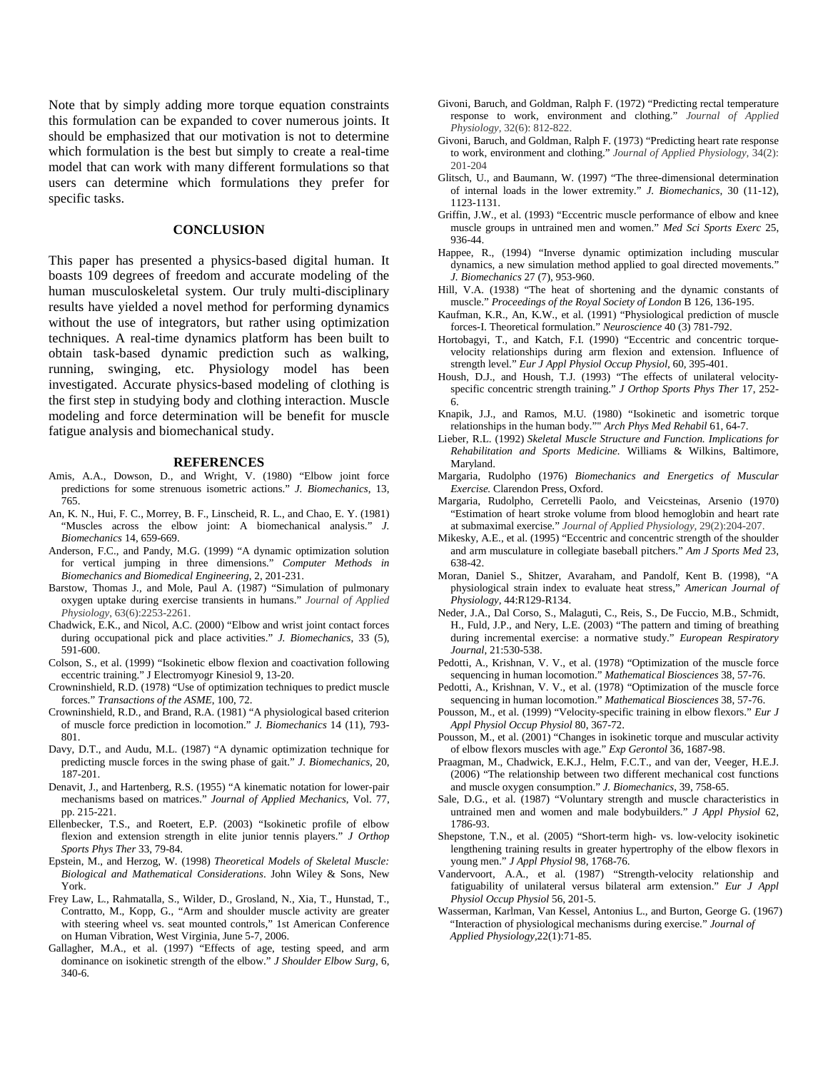Note that by simply adding more torque equation constraints this formulation can be expanded to cover numerous joints. It should be emphasized that our motivation is not to determine which formulation is the best but simply to create a real-time model that can work with many different formulations so that users can determine which formulations they prefer for specific tasks.

## CONCLUSION

This paper has presented a physics-based digital human. It boasts 109 degrees of freedom and accurate modeling of the human musculoskeletal system. Our truly multi-disciplinary results have yielded a novel method for performing dynamics without the use of integrators, but rather using optimization techniques. A real-time dynamics platform has been built to obtain task-based dynamic prediction such as walking, running, swinging, etc. Physiology model has been investigated. Accurate physics-based modeling of clothing is the first step in studying body and clothing interaction. Muscle modeling and force determination will be benefit for muscle fatigue analysis and biomechanical study.

## REFERENCES

Amis, A.A., Dowson, D., and Wright, V. (1980) "Elbow joint force predictions for some strenuous isometric actions." *J. Biomechanics*, 13, 765.

An, K. N., Hui, F. C., Morrey, B. F., Linscheid, R. L., and Chao, E. Y. (1981) "Muscles across the elbow joint: A biomechanical analysis." *J. Biomechanics* 14, 659-669.

Anderson, F.C., and Pandy, M.G. (1999) "A dynamic optimization solution for vertical jumping in three dimensions." *Computer Methods in Biomechanics and Biomedical Engineering*, 2, 201-231.

Barstow, Thomas J., and Mole, Paul A. (1987) "Simulation of pulmonary oxygen uptake during exercise transients in humans." *Journal of Applied Physiology*, 63(6):2253-2261.

Chadwick, E.K., and Nicol, A.C. (2000) "Elbow and wrist joint contact forces during occupational pick and place activities." *J. Biomechanics*, 33 (5), 591-600.

Colson, S., et al. (1999) "Isokinetic elbow flexion and coactivation following eccentric training." J Electromyogr Kinesiol 9, 13-20.

Crowninshield, R.D. (1978) "Use of optimization techniques to predict muscle forces." *Transactions of the ASME*, 100, 72.

Crowninshield, R.D., and Brand, R.A. (1981) "A physiological based criterion of muscle force prediction in locomotion." *J. Biomechanics* 14 (11), 793-801.

Davy, D.T., and Audu, M.L. (1987) "A dynamic optimization technique for predicting muscle forces in the swing phase of gait." *J. Biomechanics*, 20, 187-201.

Denavit, J., and Hartenberg, R.S. (1955) "A kinematic notation for lower-pair mechanisms based on matrices." *Journal of Applied Mechanics*, Vol. 77, pp. 215-221.

Ellenbecker, T.S., and Roetert, E.P. (2003) "Isokinetic profile of elbow flexion and extension strength in elite junior tennis players." *J Orthop Sports Phys Ther* 33, 79-84.

Epstein, M., and Herzog, W. (1998) *Theoretical Models of Skeletal Muscle: Biological and Mathematical Considerations*. John Wiley & Sons, New York.

Frey Law, L., Rahmatalla, S., Wilder, D., Grosland, N., Xia, T., Hunstad, T., Contratto, M., Kopp, G., "Arm and shoulder muscle activity are greater with steering wheel vs. seat mounted controls," 1st American Conference on Human Vibration, West Virginia, June 5-7, 2006.

Gallagher, M.A., et al. (1997) "Effects of age, testing speed, and arm dominance on isokinetic strength of the elbow." *J Shoulder Elbow Surg*, 6, 340-6.

Givoni, Baruch, and Goldman, Ralph F. (1972) "Predicting rectal temperature response to work, environment and clothing." *Journal of Applied Physiology*, 32(6): 812-822.

Givoni, Baruch, and Goldman, Ralph F. (1973) "Predicting heart rate response to work, environment and clothing." *Journal of Applied Physiology*, 34(2): 201-204

Glitsch, U., and Baumann, W. (1997) "The three-dimensional determination of internal loads in the lower extremity." *J. Biomechanics*, 30 (11-12), 1123-1131.

Griffin, J.W., et al. (1993) "Eccentric muscle performance of elbow and knee muscle groups in untrained men and women." *Med Sci Sports Exerc* 25, 936-44.

Happee, R., (1994) "Inverse dynamic optimization including muscular dynamics, a new simulation method applied to goal directed movements." *J. Biomechanics* 27 (7), 953-960.

Hill, V.A. (1938) "The heat of shortening and the dynamic constants of muscle." *Proceedings of the Royal Society of London* B 126, 136-195.

Kaufman, K.R., An, K.W., et al. (1991) "Physiological prediction of muscle forces-I. Theoretical formulation." *Neuroscience* 40 (3) 781-792.

Hortobagyi, T., and Katch, F.I. (1990) "Eccentric and concentric torque-velocity relationships during arm flexion and extension. Influence of strength level." *Eur J Appl Physiol Occup Physiol*, 60, 395-401.

Housh, D.J., and Housh, T.J. (1993) "The effects of unilateral velocity-specific concentric strength training." *J Orthop Sports Phys Ther* 17, 252-6.

Knapik, J.J., and Ramos, M.U. (1980) "Isokinetic and isometric torque relationships in the human body."" *Arch Phys Med Rehabil* 61, 64-7.

Lieber, R.L. (1992) *Skeletal Muscle Structure and Function. Implications for Rehabilitation and Sports Medicine*. Williams & Wilkins, Baltimore, Maryland.

Margaria, Rudolpho (1976) *Biomechanics and Energetics of Muscular Exercise.* Clarendon Press, Oxford.

Margaria, Rudolpho, Cerretelli Paolo, and Veicsteinas, Arsenio (1970) "Estimation of heart stroke volume from blood hemoglobin and heart rate at submaximal exercise." *Journal of Applied Physiology*, 29(2):204-207.

Mikesky, A.E., et al. (1995) "Eccentric and concentric strength of the shoulder and arm musculature in collegiate baseball pitchers." *Am J Sports Med* 23, 638-42.

Moran, Daniel S., Shitzer, Avaraham, and Pandolf, Kent B. (1998), "A physiological strain index to evaluate heat stress," *American Journal of Physiology*, 44:R129-R134.

Neder, J.A., Dal Corso, S., Malaguti, C., Reis, S., De Fuccio, M.B., Schmidt, H., Fuld, J.P., and Nery, L.E. (2003) "The pattern and timing of breathing during incremental exercise: a normative study." *European Respiratory Journal*, 21:530-538.

Pedotti, A., Krishnan, V. V., et al. (1978) "Optimization of the muscle force sequencing in human locomotion." *Mathematical Biosciences* 38, 57-76.

Pedotti, A., Krishnan, V. V., et al. (1978) "Optimization of the muscle force sequencing in human locomotion." *Mathematical Biosciences* 38, 57-76.

Pousson, M., et al. (1999) "Velocity-specific training in elbow flexors." *Eur J Appl Physiol Occup Physiol* 80, 367-72.

Pousson, M., et al. (2001) "Changes in isokinetic torque and muscular activity of elbow flexors muscles with age." *Exp Gerontol* 36, 1687-98.

Praagman, M., Chadwick, E.K.J., Helm, F.C.T., and van der, Veeger, H.E.J. (2006) "The relationship between two different mechanical cost functions and muscle oxygen consumption." *J. Biomechanics*, 39, 758-65.

Sale, D.G., et al. (1987) "Voluntary strength and muscle characteristics in untrained men and women and male bodybuilders." *J Appl Physiol* 62, 1786-93.

Shepstone, T.N., et al. (2005) "Short-term high- vs. low-velocity isokinetic lengthening training results in greater hypertrophy of the elbow flexors in young men." *J Appl Physiol* 98, 1768-76.

Vandervoort, A.A., et al. (1987) "Strength-velocity relationship and fatiguability of unilateral versus bilateral arm extension." *Eur J Appl Physiol Occup Physiol* 56, 201-5.

Wasserman, Karlman, Van Kessel, Antonius L., and Burton, George G. (1967) "Interaction of physiological mechanisms during exercise." *Journal of Applied Physiology*,22(1):71-85.